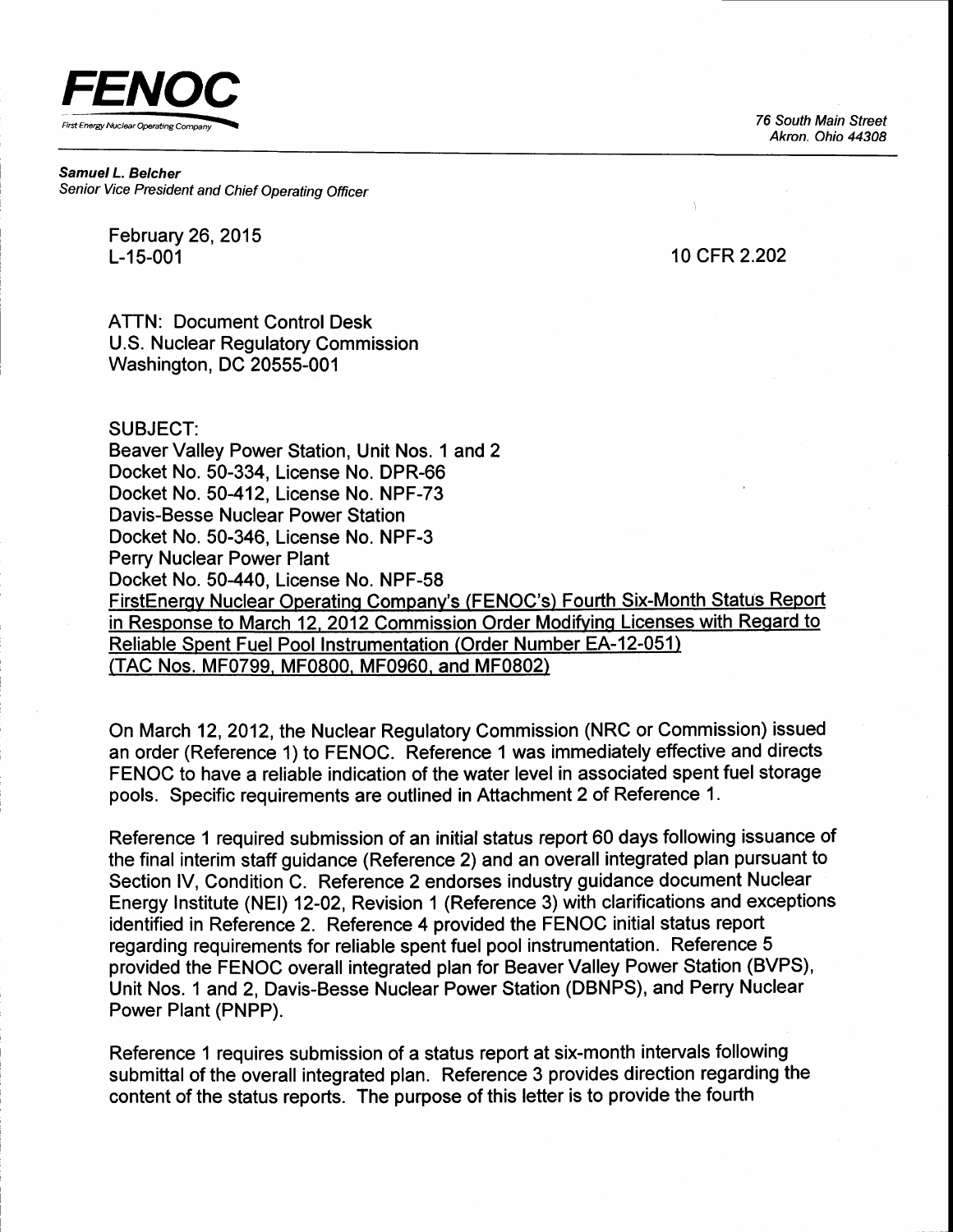**FENOC**

First Energy Nuclear Operating Company

76 South Main Street
Akron. Ohio 44308

***Samuel L. Belcher***
*Senior Vice President and Chief Operating Officer*

February 26, 2015
L-15-001

10 CFR 2.202

ATTN: Document Control Desk
U.S. Nuclear Regulatory Commission
Washington, DC 20555-001

SUBJECT:
Beaver Valley Power Station, Unit Nos. 1 and 2
Docket No. 50-334, License No. DPR-66
Docket No. 50-412, License No. NPF-73
Davis-Besse Nuclear Power Station
Docket No. 50-346, License No. NPF-3
Perry Nuclear Power Plant
Docket No. 50-440, License No. NPF-58
<u>FirstEnergy Nuclear Operating Company's (FENOC's) Fourth Six-Month Status Report in Response to March 12, 2012 Commission Order Modifying Licenses with Regard to Reliable Spent Fuel Pool Instrumentation (Order Number EA-12-051) (TAC Nos. MF0799, MF0800, MF0960, and MF0802)</u>

On March 12, 2012, the Nuclear Regulatory Commission (NRC or Commission) issued an order (Reference 1) to FENOC. Reference 1 was immediately effective and directs FENOC to have a reliable indication of the water level in associated spent fuel storage pools. Specific requirements are outlined in Attachment 2 of Reference 1.

Reference 1 required submission of an initial status report 60 days following issuance of the final interim staff guidance (Reference 2) and an overall integrated plan pursuant to Section IV, Condition C. Reference 2 endorses industry guidance document Nuclear Energy Institute (NEI) 12-02, Revision 1 (Reference 3) with clarifications and exceptions identified in Reference 2. Reference 4 provided the FENOC initial status report regarding requirements for reliable spent fuel pool instrumentation. Reference 5 provided the FENOC overall integrated plan for Beaver Valley Power Station (BVPS), Unit Nos. 1 and 2, Davis-Besse Nuclear Power Station (DBNPS), and Perry Nuclear Power Plant (PNPP).

Reference 1 requires submission of a status report at six-month intervals following submittal of the overall integrated plan. Reference 3 provides direction regarding the content of the status reports. The purpose of this letter is to provide the fourth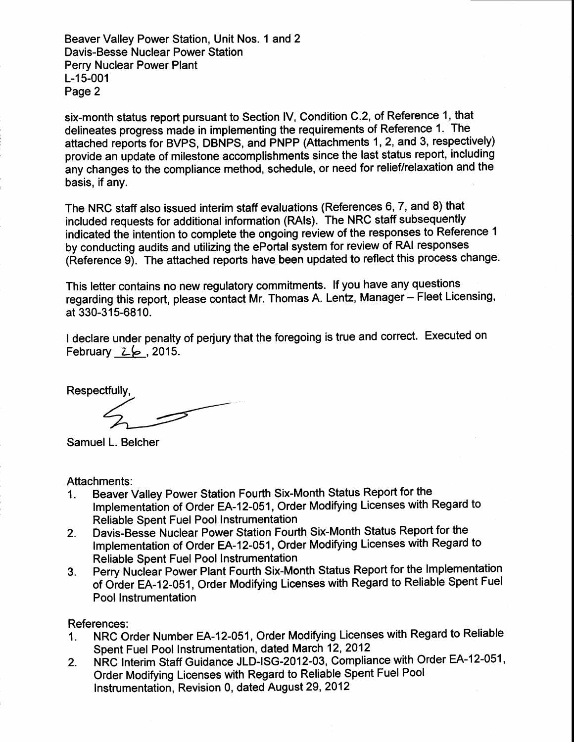six-month status report pursuant to Section IV, Condition C.2, of Reference 1, that delineates progress made in implementing the requirements of Reference 1. The attached reports for BVPS, DBNPS, and PNPP (Attachments 1, 2, and 3, respectively) provide an update of milestone accomplishments since the last status report, including any changes to the compliance method, schedule, or need for relief/relaxation and the basis, if any.

The NRC staff also issued interim staff evaluations (References 6, 7, and 8) that included requests for additional information (RAIs). The NRC staff subsequently indicated the intention to complete the ongoing review of the responses to Reference 1 by conducting audits and utilizing the ePortal system for review of RAI responses (Reference 9). The attached reports have been updated to reflect this process change.

This letter contains no new regulatory commitments. If you have any questions regarding this report, please contact Mr. Thomas A. Lentz, Manager – Fleet Licensing, at 330-315-6810.

I declare under penalty of perjury that the foregoing is true and correct. Executed on February 26, 2015.

Respectfully,

Samuel L. Belcher

Attachments:

1. Beaver Valley Power Station Fourth Six-Month Status Report for the Implementation of Order EA-12-051, Order Modifying Licenses with Regard to Reliable Spent Fuel Pool Instrumentation
2. Davis-Besse Nuclear Power Station Fourth Six-Month Status Report for the Implementation of Order EA-12-051, Order Modifying Licenses with Regard to Reliable Spent Fuel Pool Instrumentation
3. Perry Nuclear Power Plant Fourth Six-Month Status Report for the Implementation of Order EA-12-051, Order Modifying Licenses with Regard to Reliable Spent Fuel Pool Instrumentation

References:

1. NRC Order Number EA-12-051, Order Modifying Licenses with Regard to Reliable Spent Fuel Pool Instrumentation, dated March 12, 2012
2. NRC Interim Staff Guidance JLD-ISG-2012-03, Compliance with Order EA-12-051, Order Modifying Licenses with Regard to Reliable Spent Fuel Pool Instrumentation, Revision 0, dated August 29, 2012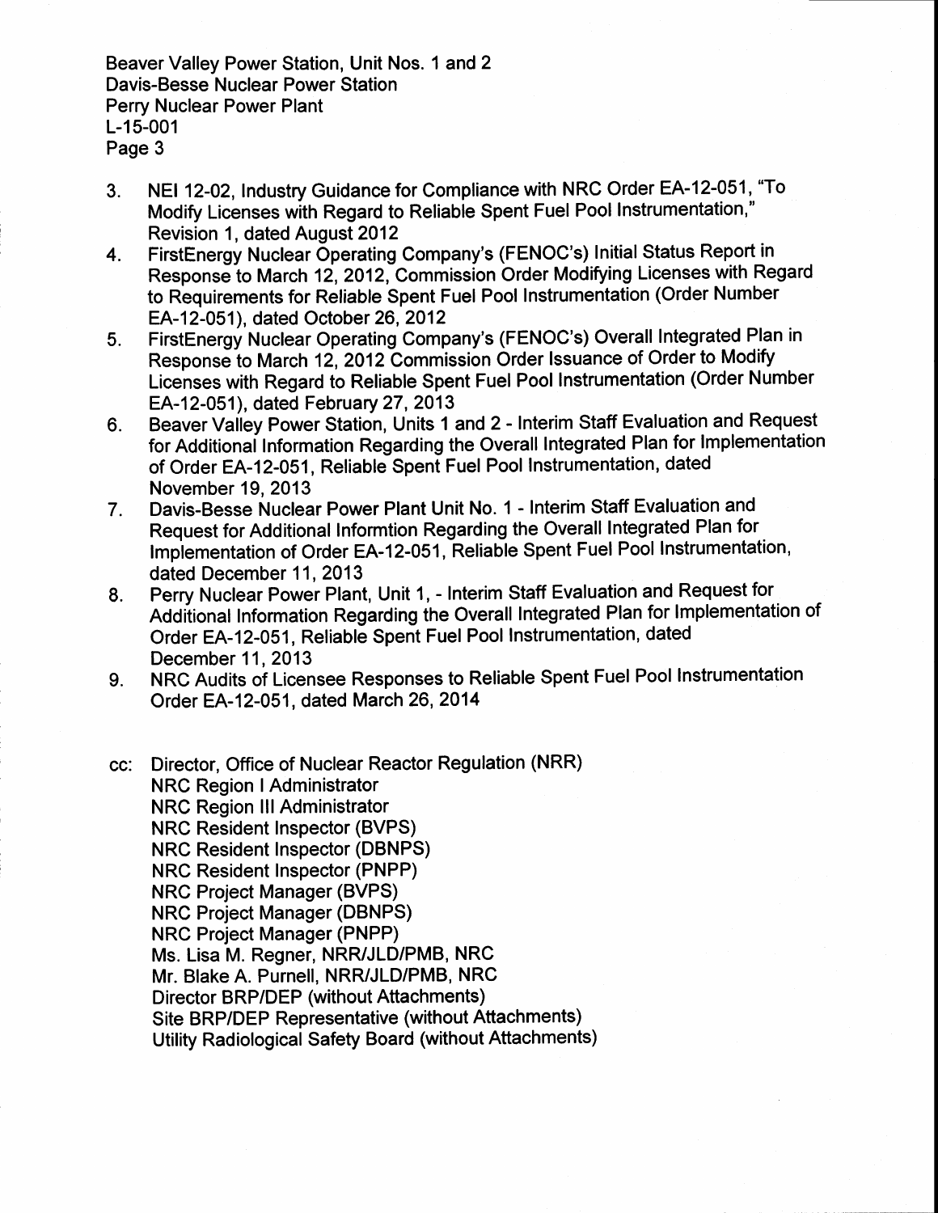3. NEI 12-02, Industry Guidance for Compliance with NRC Order EA-12-051, "To Modify Licenses with Regard to Reliable Spent Fuel Pool Instrumentation," Revision 1, dated August 2012
4. FirstEnergy Nuclear Operating Company's (FENOC's) Initial Status Report in Response to March 12, 2012, Commission Order Modifying Licenses with Regard to Requirements for Reliable Spent Fuel Pool Instrumentation (Order Number EA-12-051), dated October 26, 2012
5. FirstEnergy Nuclear Operating Company's (FENOC's) Overall Integrated Plan in Response to March 12, 2012 Commission Order Issuance of Order to Modify Licenses with Regard to Reliable Spent Fuel Pool Instrumentation (Order Number EA-12-051), dated February 27, 2013
6. Beaver Valley Power Station, Units 1 and 2 - Interim Staff Evaluation and Request for Additional Information Regarding the Overall Integrated Plan for Implementation of Order EA-12-051, Reliable Spent Fuel Pool Instrumentation, dated November 19, 2013
7. Davis-Besse Nuclear Power Plant Unit No. 1 - Interim Staff Evaluation and Request for Additional Informtion Regarding the Overall Integrated Plan for Implementation of Order EA-12-051, Reliable Spent Fuel Pool Instrumentation, dated December 11, 2013
8. Perry Nuclear Power Plant, Unit 1, - Interim Staff Evaluation and Request for Additional Information Regarding the Overall Integrated Plan for Implementation of Order EA-12-051, Reliable Spent Fuel Pool Instrumentation, dated December 11, 2013
9. NRC Audits of Licensee Responses to Reliable Spent Fuel Pool Instrumentation Order EA-12-051, dated March 26, 2014

cc: Director, Office of Nuclear Reactor Regulation (NRR)
NRC Region I Administrator
NRC Region III Administrator
NRC Resident Inspector (BVPS)
NRC Resident Inspector (DBNPS)
NRC Resident Inspector (PNPP)
NRC Project Manager (BVPS)
NRC Project Manager (DBNPS)
NRC Project Manager (PNPP)
Ms. Lisa M. Regner, NRR/JLD/PMB, NRC
Mr. Blake A. Purnell, NRR/JLD/PMB, NRC
Director BRP/DEP (without Attachments)
Site BRP/DEP Representative (without Attachments)
Utility Radiological Safety Board (without Attachments)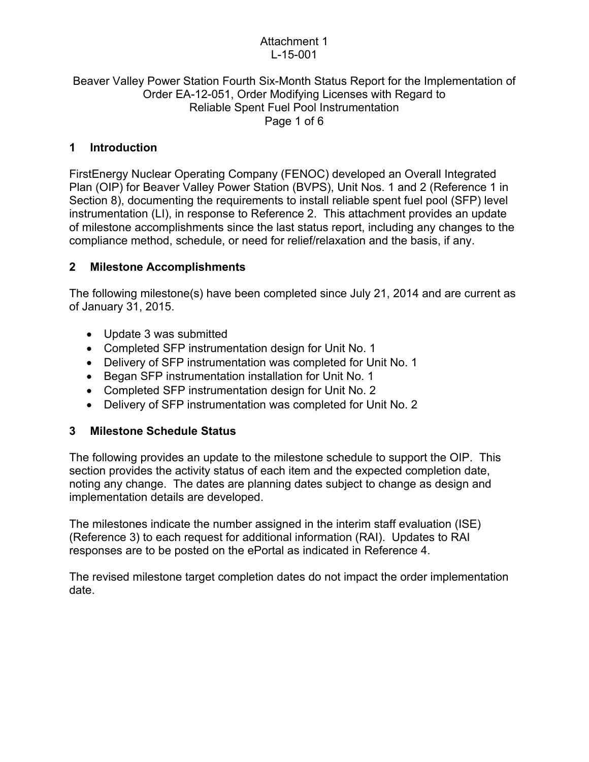Attachment 1
L-15-001

Beaver Valley Power Station Fourth Six-Month Status Report for the Implementation of Order EA-12-051, Order Modifying Licenses with Regard to Reliable Spent Fuel Pool Instrumentation

## 1 Introduction

FirstEnergy Nuclear Operating Company (FENOC) developed an Overall Integrated Plan (OIP) for Beaver Valley Power Station (BVPS), Unit Nos. 1 and 2 (Reference 1 in Section 8), documenting the requirements to install reliable spent fuel pool (SFP) level instrumentation (LI), in response to Reference 2. This attachment provides an update of milestone accomplishments since the last status report, including any changes to the compliance method, schedule, or need for relief/relaxation and the basis, if any.

## 2 Milestone Accomplishments

The following milestone(s) have been completed since July 21, 2014 and are current as of January 31, 2015.

- Update 3 was submitted
- Completed SFP instrumentation design for Unit No. 1
- Delivery of SFP instrumentation was completed for Unit No. 1
- Began SFP instrumentation installation for Unit No. 1
- Completed SFP instrumentation design for Unit No. 2
- Delivery of SFP instrumentation was completed for Unit No. 2

## 3 Milestone Schedule Status

The following provides an update to the milestone schedule to support the OIP. This section provides the activity status of each item and the expected completion date, noting any change. The dates are planning dates subject to change as design and implementation details are developed.

The milestones indicate the number assigned in the interim staff evaluation (ISE) (Reference 3) to each request for additional information (RAI). Updates to RAI responses are to be posted on the ePortal as indicated in Reference 4.

The revised milestone target completion dates do not impact the order implementation date.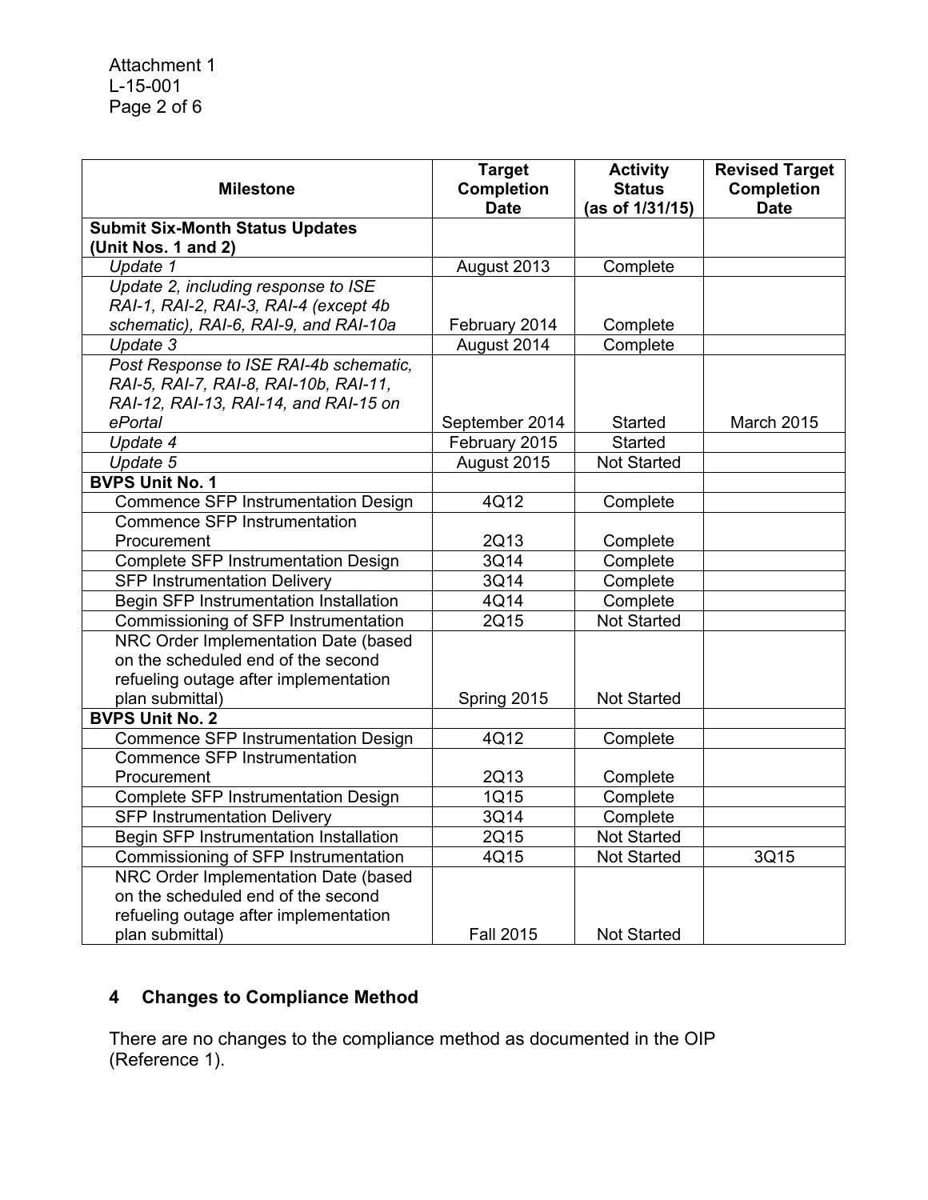| Milestone | Target Completion Date | Activity Status (as of 1/31/15) | Revised Target Completion Date |
|---|---|---|---|
| **Submit Six-Month Status Updates (Unit Nos. 1 and 2)** | | | |
| *Update 1* | August 2013 | Complete | |
| *Update 2, including response to ISE RAI-1, RAI-2, RAI-3, RAI-4 (except 4b schematic), RAI-6, RAI-9, and RAI-10a* | February 2014 | Complete | |
| *Update 3* | August 2014 | Complete | |
| *Post Response to ISE RAI-4b schematic, RAI-5, RAI-7, RAI-8, RAI-10b, RAI-11, RAI-12, RAI-13, RAI-14, and RAI-15 on ePortal* | September 2014 | Started | March 2015 |
| *Update 4* | February 2015 | Started | |
| *Update 5* | August 2015 | Not Started | |
| **BVPS Unit No. 1** | | | |
| Commence SFP Instrumentation Design | 4Q12 | Complete | |
| Commence SFP Instrumentation Procurement | 2Q13 | Complete | |
| Complete SFP Instrumentation Design | 3Q14 | Complete | |
| SFP Instrumentation Delivery | 3Q14 | Complete | |
| Begin SFP Instrumentation Installation | 4Q14 | Complete | |
| Commissioning of SFP Instrumentation | 2Q15 | Not Started | |
| NRC Order Implementation Date (based on the scheduled end of the second refueling outage after implementation plan submittal) | Spring 2015 | Not Started | |
| **BVPS Unit No. 2** | | | |
| Commence SFP Instrumentation Design | 4Q12 | Complete | |
| Commence SFP Instrumentation Procurement | 2Q13 | Complete | |
| Complete SFP Instrumentation Design | 1Q15 | Complete | |
| SFP Instrumentation Delivery | 3Q14 | Complete | |
| Begin SFP Instrumentation Installation | 2Q15 | Not Started | |
| Commissioning of SFP Instrumentation | 4Q15 | Not Started | 3Q15 |
| NRC Order Implementation Date (based on the scheduled end of the second refueling outage after implementation plan submittal) | Fall 2015 | Not Started | |

## 4 Changes to Compliance Method

There are no changes to the compliance method as documented in the OIP (Reference 1).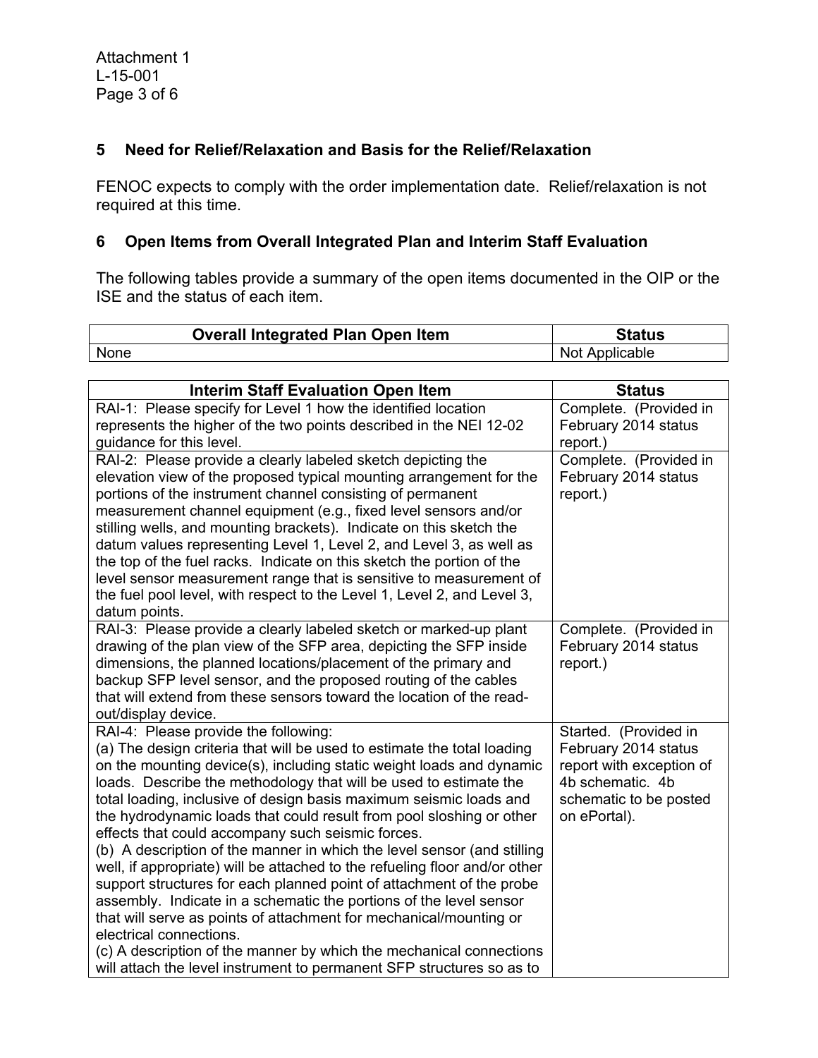## 5 Need for Relief/Relaxation and Basis for the Relief/Relaxation

FENOC expects to comply with the order implementation date. Relief/relaxation is not required at this time.

## 6 Open Items from Overall Integrated Plan and Interim Staff Evaluation

The following tables provide a summary of the open items documented in the OIP or the ISE and the status of each item.

| Overall Integrated Plan Open Item | Status |
|---|---|
| None | Not Applicable |

| Interim Staff Evaluation Open Item | Status |
|---|---|
| RAI-1: Please specify for Level 1 how the identified location represents the higher of the two points described in the NEI 12-02 guidance for this level. | Complete. (Provided in February 2014 status report.) |
| RAI-2: Please provide a clearly labeled sketch depicting the elevation view of the proposed typical mounting arrangement for the portions of the instrument channel consisting of permanent measurement channel equipment (e.g., fixed level sensors and/or stilling wells, and mounting brackets). Indicate on this sketch the datum values representing Level 1, Level 2, and Level 3, as well as the top of the fuel racks. Indicate on this sketch the portion of the level sensor measurement range that is sensitive to measurement of the fuel pool level, with respect to the Level 1, Level 2, and Level 3, datum points. | Complete. (Provided in February 2014 status report.) |
| RAI-3: Please provide a clearly labeled sketch or marked-up plant drawing of the plan view of the SFP area, depicting the SFP inside dimensions, the planned locations/placement of the primary and backup SFP level sensor, and the proposed routing of the cables that will extend from these sensors toward the location of the read-out/display device. | Complete. (Provided in February 2014 status report.) |
| RAI-4: Please provide the following:<br>(a) The design criteria that will be used to estimate the total loading on the mounting device(s), including static weight loads and dynamic loads. Describe the methodology that will be used to estimate the total loading, inclusive of design basis maximum seismic loads and the hydrodynamic loads that could result from pool sloshing or other effects that could accompany such seismic forces.<br>(b) A description of the manner in which the level sensor (and stilling well, if appropriate) will be attached to the refueling floor and/or other support structures for each planned point of attachment of the probe assembly. Indicate in a schematic the portions of the level sensor that will serve as points of attachment for mechanical/mounting or electrical connections.<br>(c) A description of the manner by which the mechanical connections will attach the level instrument to permanent SFP structures so as to | Started. (Provided in February 2014 status report with exception of 4b schematic. 4b schematic to be posted on ePortal). |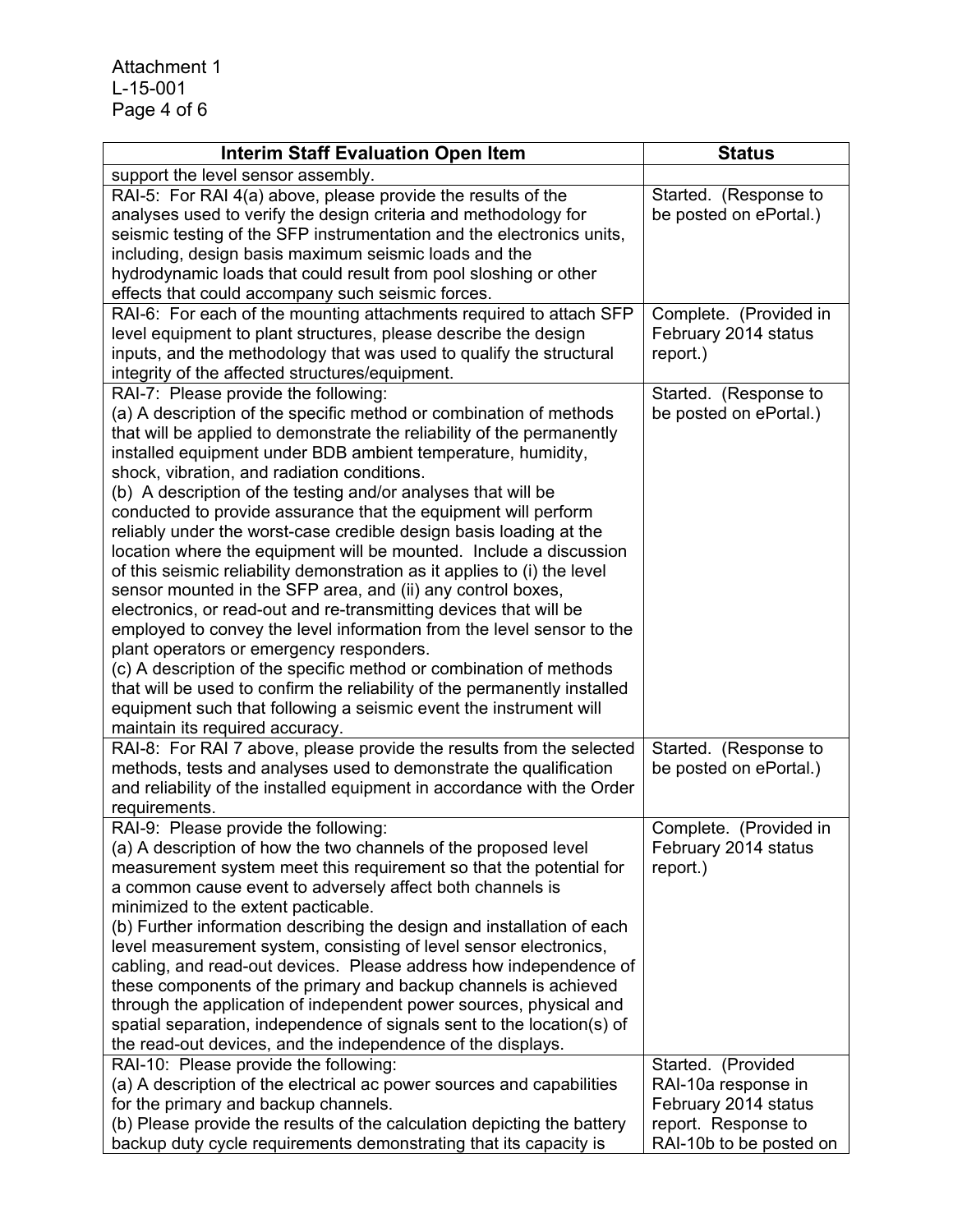| Interim Staff Evaluation Open Item | Status |
|---|---|
| support the level sensor assembly. | |
| RAI-5: For RAI 4(a) above, please provide the results of the analyses used to verify the design criteria and methodology for seismic testing of the SFP instrumentation and the electronics units, including, design basis maximum seismic loads and the hydrodynamic loads that could result from pool sloshing or other effects that could accompany such seismic forces. | Started. (Response to be posted on ePortal.) |
| RAI-6: For each of the mounting attachments required to attach SFP level equipment to plant structures, please describe the design inputs, and the methodology that was used to qualify the structural integrity of the affected structures/equipment. | Complete. (Provided in February 2014 status report.) |
| RAI-7: Please provide the following:<br>(a) A description of the specific method or combination of methods that will be applied to demonstrate the reliability of the permanently installed equipment under BDB ambient temperature, humidity, shock, vibration, and radiation conditions.<br>(b) A description of the testing and/or analyses that will be conducted to provide assurance that the equipment will perform reliably under the worst-case credible design basis loading at the location where the equipment will be mounted. Include a discussion of this seismic reliability demonstration as it applies to (i) the level sensor mounted in the SFP area, and (ii) any control boxes, electronics, or read-out and re-transmitting devices that will be employed to convey the level information from the level sensor to the plant operators or emergency responders.<br>(c) A description of the specific method or combination of methods that will be used to confirm the reliability of the permanently installed equipment such that following a seismic event the instrument will maintain its required accuracy. | Started. (Response to be posted on ePortal.) |
| RAI-8: For RAI 7 above, please provide the results from the selected methods, tests and analyses used to demonstrate the qualification and reliability of the installed equipment in accordance with the Order requirements. | Started. (Response to be posted on ePortal.) |
| RAI-9: Please provide the following:<br>(a) A description of how the two channels of the proposed level measurement system meet this requirement so that the potential for a common cause event to adversely affect both channels is minimized to the extent pacticable.<br>(b) Further information describing the design and installation of each level measurement system, consisting of level sensor electronics, cabling, and read-out devices. Please address how independence of these components of the primary and backup channels is achieved through the application of independent power sources, physical and spatial separation, independence of signals sent to the location(s) of the read-out devices, and the independence of the displays. | Complete. (Provided in February 2014 status report.) |
| RAI-10: Please provide the following:<br>(a) A description of the electrical ac power sources and capabilities for the primary and backup channels.<br>(b) Please provide the results of the calculation depicting the battery backup duty cycle requirements demonstrating that its capacity is | Started. (Provided RAI-10a response in February 2014 status report. Response to RAI-10b to be posted on |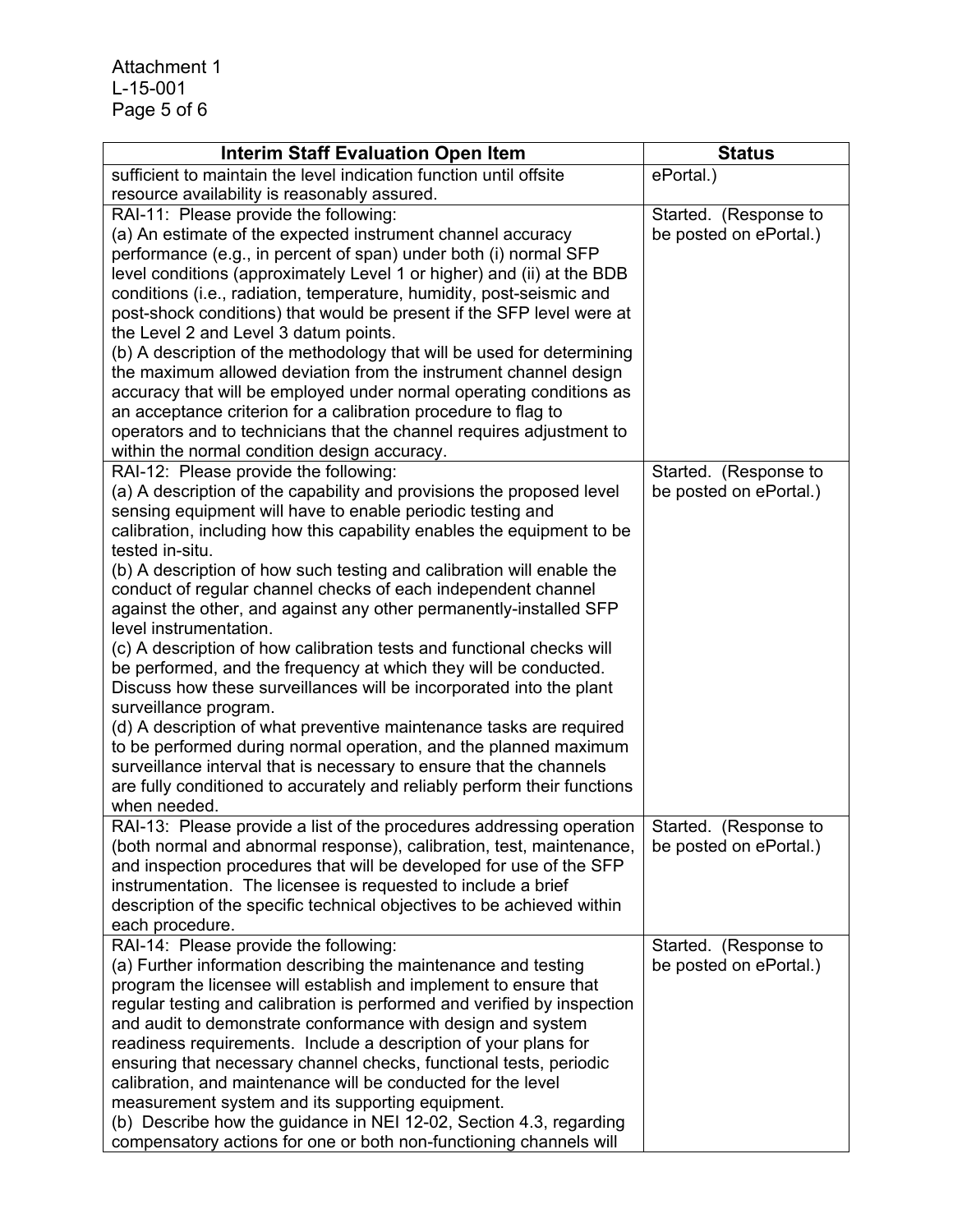| Interim Staff Evaluation Open Item | Status |
|---|---|
| sufficient to maintain the level indication function until offsite resource availability is reasonably assured. | ePortal.) |
| RAI-11: Please provide the following:<br>(a) An estimate of the expected instrument channel accuracy performance (e.g., in percent of span) under both (i) normal SFP level conditions (approximately Level 1 or higher) and (ii) at the BDB conditions (i.e., radiation, temperature, humidity, post-seismic and post-shock conditions) that would be present if the SFP level were at the Level 2 and Level 3 datum points.<br>(b) A description of the methodology that will be used for determining the maximum allowed deviation from the instrument channel design accuracy that will be employed under normal operating conditions as an acceptance criterion for a calibration procedure to flag to operators and to technicians that the channel requires adjustment to within the normal condition design accuracy. | Started. (Response to be posted on ePortal.) |
| RAI-12: Please provide the following:<br>(a) A description of the capability and provisions the proposed level sensing equipment will have to enable periodic testing and calibration, including how this capability enables the equipment to be tested in-situ.<br>(b) A description of how such testing and calibration will enable the conduct of regular channel checks of each independent channel against the other, and against any other permanently-installed SFP level instrumentation.<br>(c) A description of how calibration tests and functional checks will be performed, and the frequency at which they will be conducted. Discuss how these surveillances will be incorporated into the plant surveillance program.<br>(d) A description of what preventive maintenance tasks are required to be performed during normal operation, and the planned maximum surveillance interval that is necessary to ensure that the channels are fully conditioned to accurately and reliably perform their functions when needed. | Started. (Response to be posted on ePortal.) |
| RAI-13: Please provide a list of the procedures addressing operation (both normal and abnormal response), calibration, test, maintenance, and inspection procedures that will be developed for use of the SFP instrumentation. The licensee is requested to include a brief description of the specific technical objectives to be achieved within each procedure. | Started. (Response to be posted on ePortal.) |
| RAI-14: Please provide the following:<br>(a) Further information describing the maintenance and testing program the licensee will establish and implement to ensure that regular testing and calibration is performed and verified by inspection and audit to demonstrate conformance with design and system readiness requirements. Include a description of your plans for ensuring that necessary channel checks, functional tests, periodic calibration, and maintenance will be conducted for the level measurement system and its supporting equipment.<br>(b) Describe how the guidance in NEI 12-02, Section 4.3, regarding compensatory actions for one or both non-functioning channels will | Started. (Response to be posted on ePortal.) |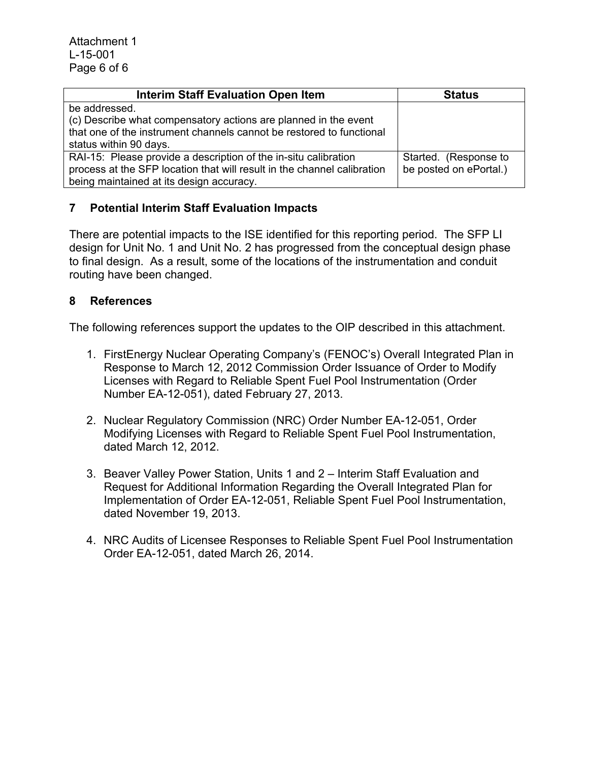| Interim Staff Evaluation Open Item | Status |
|---|---|
| be addressed.<br>(c) Describe what compensatory actions are planned in the event that one of the instrument channels cannot be restored to functional status within 90 days. | |
| RAI-15: Please provide a description of the in-situ calibration process at the SFP location that will result in the channel calibration being maintained at its design accuracy. | Started. (Response to be posted on ePortal.) |

## 7 Potential Interim Staff Evaluation Impacts

There are potential impacts to the ISE identified for this reporting period. The SFP LI design for Unit No. 1 and Unit No. 2 has progressed from the conceptual design phase to final design. As a result, some of the locations of the instrumentation and conduit routing have been changed.

## 8 References

The following references support the updates to the OIP described in this attachment.

1. FirstEnergy Nuclear Operating Company's (FENOC's) Overall Integrated Plan in Response to March 12, 2012 Commission Order Issuance of Order to Modify Licenses with Regard to Reliable Spent Fuel Pool Instrumentation (Order Number EA-12-051), dated February 27, 2013.

2. Nuclear Regulatory Commission (NRC) Order Number EA-12-051, Order Modifying Licenses with Regard to Reliable Spent Fuel Pool Instrumentation, dated March 12, 2012.

3. Beaver Valley Power Station, Units 1 and 2 – Interim Staff Evaluation and Request for Additional Information Regarding the Overall Integrated Plan for Implementation of Order EA-12-051, Reliable Spent Fuel Pool Instrumentation, dated November 19, 2013.

4. NRC Audits of Licensee Responses to Reliable Spent Fuel Pool Instrumentation Order EA-12-051, dated March 26, 2014.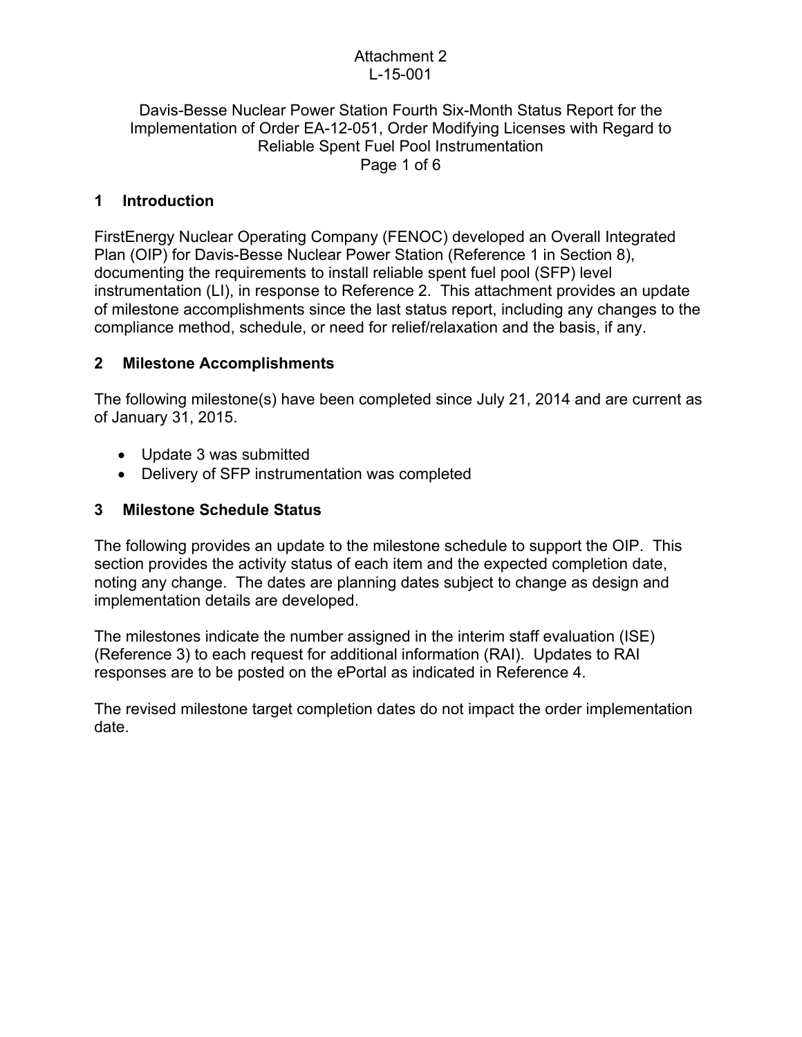Attachment 2
L-15-001

Davis-Besse Nuclear Power Station Fourth Six-Month Status Report for the Implementation of Order EA-12-051, Order Modifying Licenses with Regard to Reliable Spent Fuel Pool Instrumentation

## 1 Introduction

FirstEnergy Nuclear Operating Company (FENOC) developed an Overall Integrated Plan (OIP) for Davis-Besse Nuclear Power Station (Reference 1 in Section 8), documenting the requirements to install reliable spent fuel pool (SFP) level instrumentation (LI), in response to Reference 2. This attachment provides an update of milestone accomplishments since the last status report, including any changes to the compliance method, schedule, or need for relief/relaxation and the basis, if any.

## 2 Milestone Accomplishments

The following milestone(s) have been completed since July 21, 2014 and are current as of January 31, 2015.

- Update 3 was submitted
- Delivery of SFP instrumentation was completed

## 3 Milestone Schedule Status

The following provides an update to the milestone schedule to support the OIP. This section provides the activity status of each item and the expected completion date, noting any change. The dates are planning dates subject to change as design and implementation details are developed.

The milestones indicate the number assigned in the interim staff evaluation (ISE) (Reference 3) to each request for additional information (RAI). Updates to RAI responses are to be posted on the ePortal as indicated in Reference 4.

The revised milestone target completion dates do not impact the order implementation date.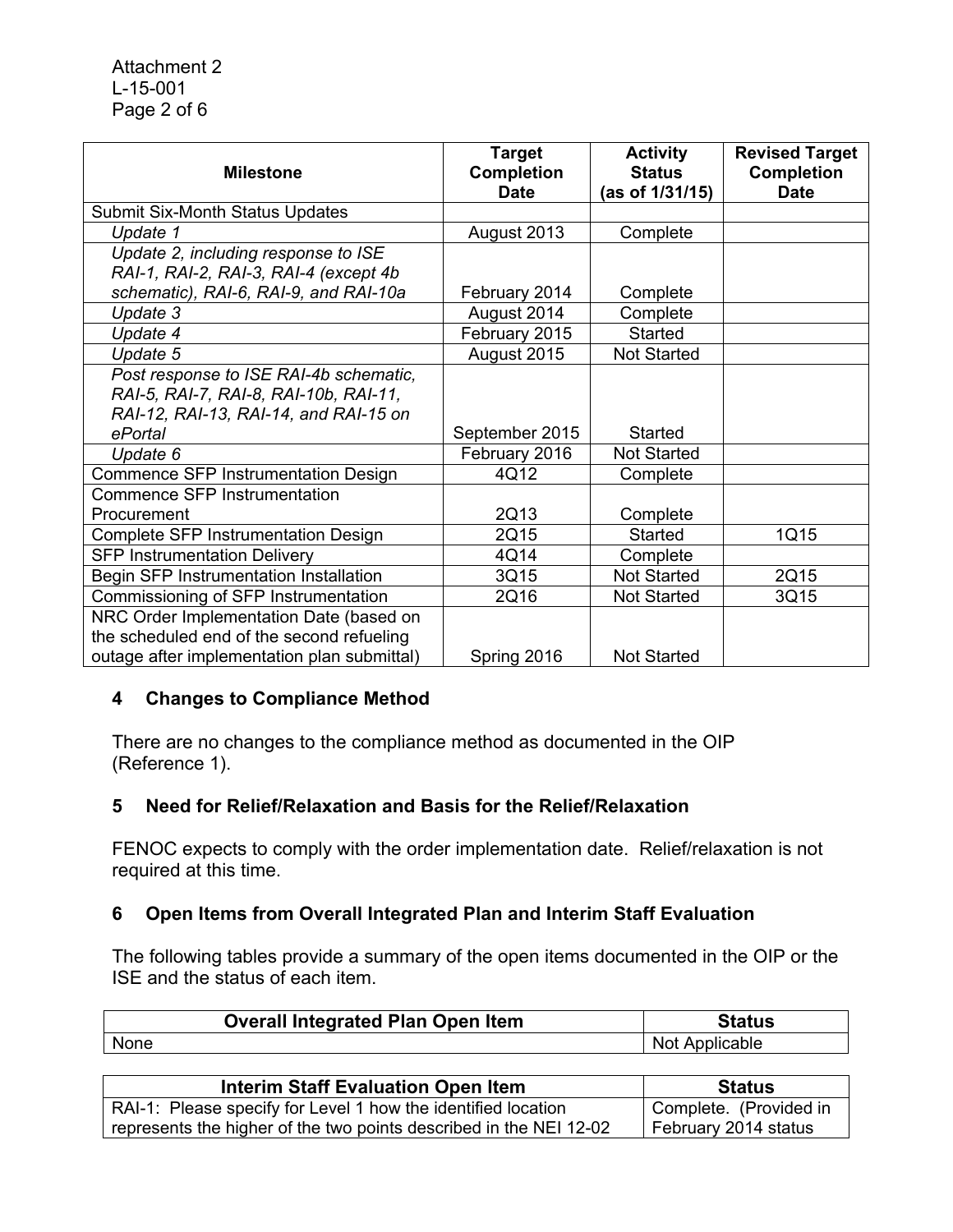| Milestone | Target Completion Date | Activity Status (as of 1/31/15) | Revised Target Completion Date |
|---|---|---|---|
| Submit Six-Month Status Updates | | | |
| *Update 1* | August 2013 | Complete | |
| *Update 2, including response to ISE RAI-1, RAI-2, RAI-3, RAI-4 (except 4b schematic), RAI-6, RAI-9, and RAI-10a* | February 2014 | Complete | |
| *Update 3* | August 2014 | Complete | |
| *Update 4* | February 2015 | Started | |
| *Update 5* | August 2015 | Not Started | |
| *Post response to ISE RAI-4b schematic, RAI-5, RAI-7, RAI-8, RAI-10b, RAI-11, RAI-12, RAI-13, RAI-14, and RAI-15 on ePortal* | September 2015 | Started | |
| *Update 6* | February 2016 | Not Started | |
| Commence SFP Instrumentation Design | 4Q12 | Complete | |
| Commence SFP Instrumentation Procurement | 2Q13 | Complete | |
| Complete SFP Instrumentation Design | 2Q15 | Started | 1Q15 |
| SFP Instrumentation Delivery | 4Q14 | Complete | |
| Begin SFP Instrumentation Installation | 3Q15 | Not Started | 2Q15 |
| Commissioning of SFP Instrumentation | 2Q16 | Not Started | 3Q15 |
| NRC Order Implementation Date (based on the scheduled end of the second refueling outage after implementation plan submittal) | Spring 2016 | Not Started | |

## 4 Changes to Compliance Method

There are no changes to the compliance method as documented in the OIP (Reference 1).

## 5 Need for Relief/Relaxation and Basis for the Relief/Relaxation

FENOC expects to comply with the order implementation date. Relief/relaxation is not required at this time.

## 6 Open Items from Overall Integrated Plan and Interim Staff Evaluation

The following tables provide a summary of the open items documented in the OIP or the ISE and the status of each item.

| Overall Integrated Plan Open Item | Status |
|---|---|
| None | Not Applicable |

| Interim Staff Evaluation Open Item | Status |
|---|---|
| RAI-1: Please specify for Level 1 how the identified location represents the higher of the two points described in the NEI 12-02 | Complete. (Provided in February 2014 status |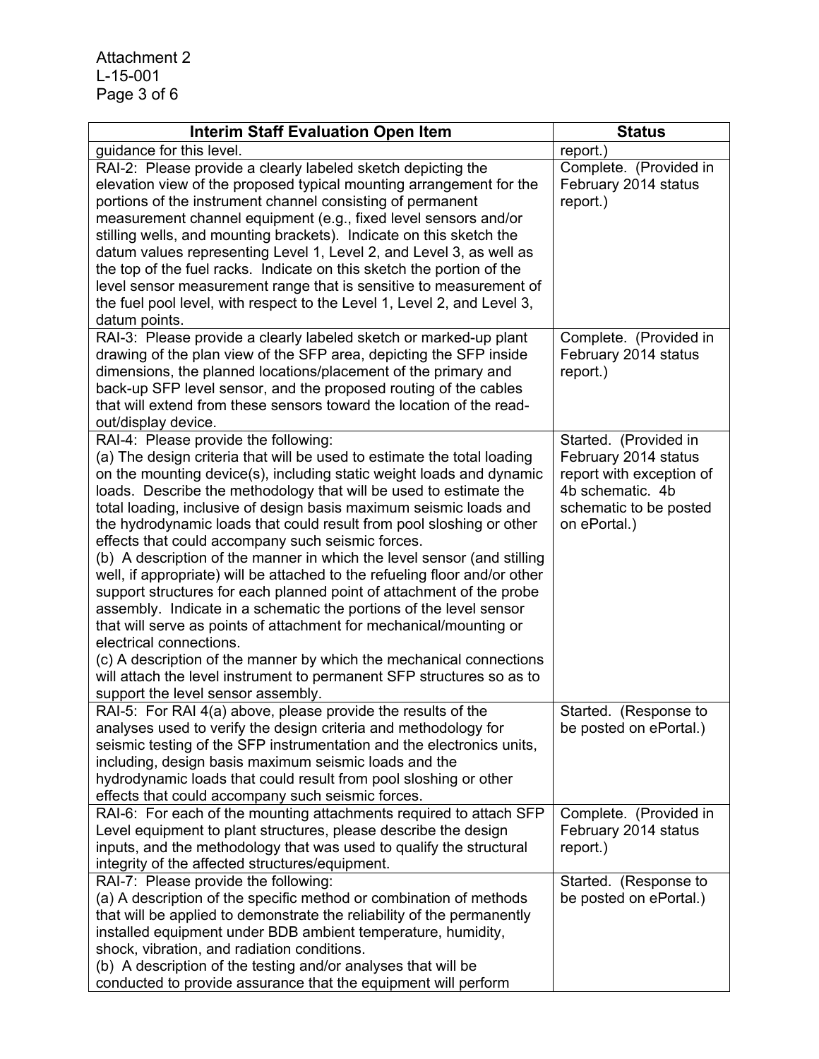| Interim Staff Evaluation Open Item | Status |
|---|---|
| guidance for this level. | report.) |
| RAI-2: Please provide a clearly labeled sketch depicting the elevation view of the proposed typical mounting arrangement for the portions of the instrument channel consisting of permanent measurement channel equipment (e.g., fixed level sensors and/or stilling wells, and mounting brackets). Indicate on this sketch the datum values representing Level 1, Level 2, and Level 3, as well as the top of the fuel racks. Indicate on this sketch the portion of the level sensor measurement range that is sensitive to measurement of the fuel pool level, with respect to the Level 1, Level 2, and Level 3, datum points. | Complete. (Provided in February 2014 status report.) |
| RAI-3: Please provide a clearly labeled sketch or marked-up plant drawing of the plan view of the SFP area, depicting the SFP inside dimensions, the planned locations/placement of the primary and back-up SFP level sensor, and the proposed routing of the cables that will extend from these sensors toward the location of the read-out/display device. | Complete. (Provided in February 2014 status report.) |
| RAI-4: Please provide the following:<br>(a) The design criteria that will be used to estimate the total loading on the mounting device(s), including static weight loads and dynamic loads. Describe the methodology that will be used to estimate the total loading, inclusive of design basis maximum seismic loads and the hydrodynamic loads that could result from pool sloshing or other effects that could accompany such seismic forces.<br>(b) A description of the manner in which the level sensor (and stilling well, if appropriate) will be attached to the refueling floor and/or other support structures for each planned point of attachment of the probe assembly. Indicate in a schematic the portions of the level sensor that will serve as points of attachment for mechanical/mounting or electrical connections.<br>(c) A description of the manner by which the mechanical connections will attach the level instrument to permanent SFP structures so as to support the level sensor assembly. | Started. (Provided in February 2014 status report with exception of 4b schematic. 4b schematic to be posted on ePortal.) |
| RAI-5: For RAI 4(a) above, please provide the results of the analyses used to verify the design criteria and methodology for seismic testing of the SFP instrumentation and the electronics units, including, design basis maximum seismic loads and the hydrodynamic loads that could result from pool sloshing or other effects that could accompany such seismic forces. | Started. (Response to be posted on ePortal.) |
| RAI-6: For each of the mounting attachments required to attach SFP Level equipment to plant structures, please describe the design inputs, and the methodology that was used to qualify the structural integrity of the affected structures/equipment. | Complete. (Provided in February 2014 status report.) |
| RAI-7: Please provide the following:<br>(a) A description of the specific method or combination of methods that will be applied to demonstrate the reliability of the permanently installed equipment under BDB ambient temperature, humidity, shock, vibration, and radiation conditions.<br>(b) A description of the testing and/or analyses that will be conducted to provide assurance that the equipment will perform | Started. (Response to be posted on ePortal.) |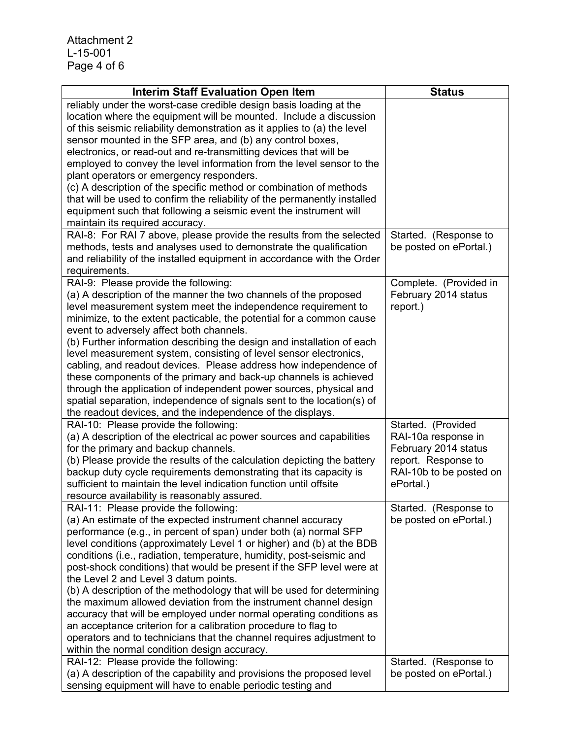| Interim Staff Evaluation Open Item | Status |
|---|---|
| reliably under the worst-case credible design basis loading at the location where the equipment will be mounted. Include a discussion of this seismic reliability demonstration as it applies to (a) the level sensor mounted in the SFP area, and (b) any control boxes, electronics, or read-out and re-transmitting devices that will be employed to convey the level information from the level sensor to the plant operators or emergency responders.<br>(c) A description of the specific method or combination of methods that will be used to confirm the reliability of the permanently installed equipment such that following a seismic event the instrument will maintain its required accuracy. | |
| RAI-8: For RAI 7 above, please provide the results from the selected methods, tests and analyses used to demonstrate the qualification and reliability of the installed equipment in accordance with the Order requirements. | Started. (Response to be posted on ePortal.) |
| RAI-9: Please provide the following:<br>(a) A description of the manner the two channels of the proposed level measurement system meet the independence requirement to minimize, to the extent pacticable, the potential for a common cause event to adversely affect both channels.<br>(b) Further information describing the design and installation of each level measurement system, consisting of level sensor electronics, cabling, and readout devices. Please address how independence of these components of the primary and back-up channels is achieved through the application of independent power sources, physical and spatial separation, independence of signals sent to the location(s) of the readout devices, and the independence of the displays. | Complete. (Provided in February 2014 status report.) |
| RAI-10: Please provide the following:<br>(a) A description of the electrical ac power sources and capabilities for the primary and backup channels.<br>(b) Please provide the results of the calculation depicting the battery backup duty cycle requirements demonstrating that its capacity is sufficient to maintain the level indication function until offsite resource availability is reasonably assured. | Started. (Provided RAI-10a response in February 2014 status report. Response to RAI-10b to be posted on ePortal.) |
| RAI-11: Please provide the following:<br>(a) An estimate of the expected instrument channel accuracy performance (e.g., in percent of span) under both (a) normal SFP level conditions (approximately Level 1 or higher) and (b) at the BDB conditions (i.e., radiation, temperature, humidity, post-seismic and post-shock conditions) that would be present if the SFP level were at the Level 2 and Level 3 datum points.<br>(b) A description of the methodology that will be used for determining the maximum allowed deviation from the instrument channel design accuracy that will be employed under normal operating conditions as an acceptance criterion for a calibration procedure to flag to operators and to technicians that the channel requires adjustment to within the normal condition design accuracy. | Started. (Response to be posted on ePortal.) |
| RAI-12: Please provide the following:<br>(a) A description of the capability and provisions the proposed level sensing equipment will have to enable periodic testing and | Started. (Response to be posted on ePortal.) |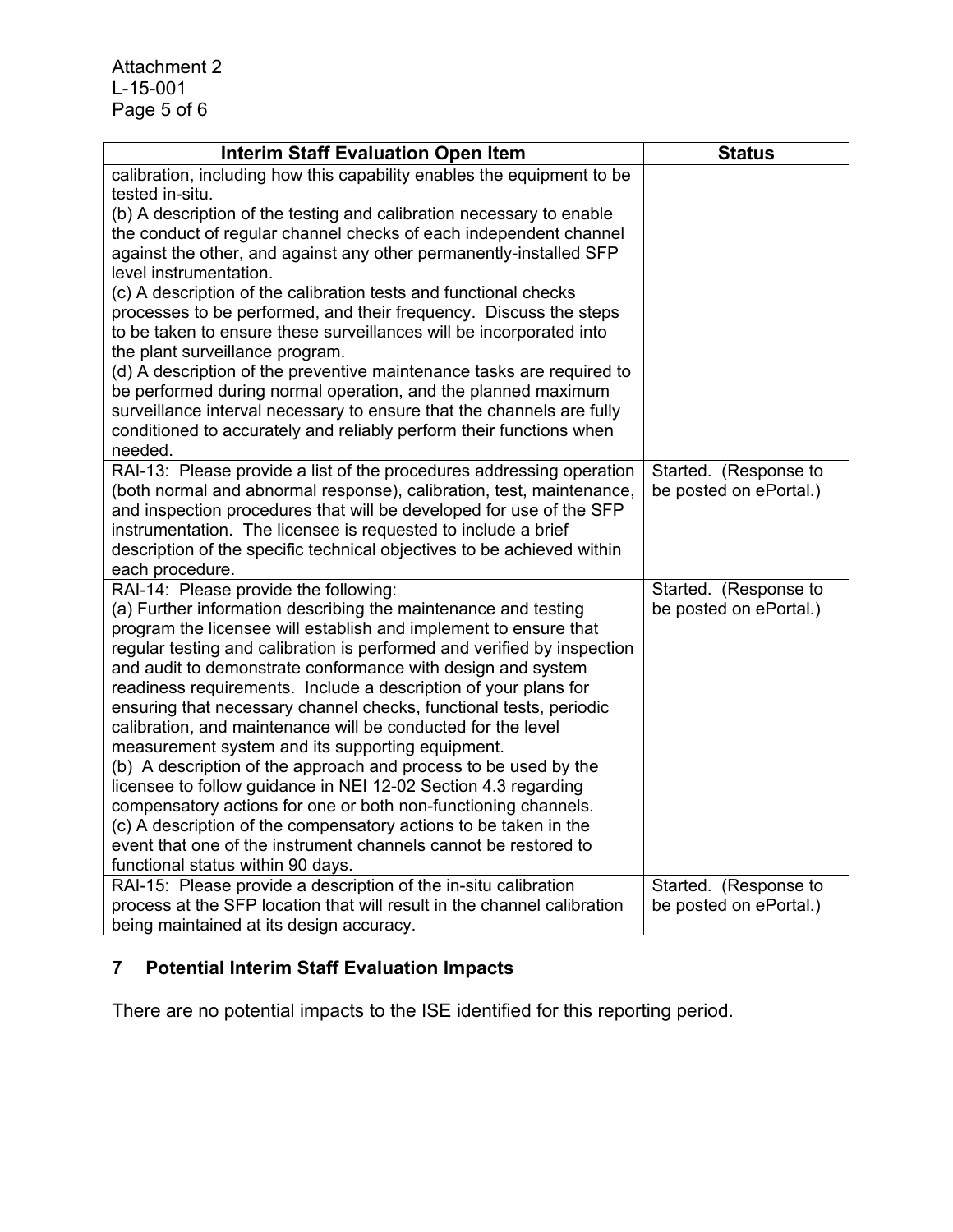| Interim Staff Evaluation Open Item | Status |
|---|---|
| calibration, including how this capability enables the equipment to be tested in-situ.<br>(b) A description of the testing and calibration necessary to enable the conduct of regular channel checks of each independent channel against the other, and against any other permanently-installed SFP level instrumentation.<br>(c) A description of the calibration tests and functional checks processes to be performed, and their frequency. Discuss the steps to be taken to ensure these surveillances will be incorporated into the plant surveillance program.<br>(d) A description of the preventive maintenance tasks are required to be performed during normal operation, and the planned maximum surveillance interval necessary to ensure that the channels are fully conditioned to accurately and reliably perform their functions when needed. | |
| RAI-13: Please provide a list of the procedures addressing operation (both normal and abnormal response), calibration, test, maintenance, and inspection procedures that will be developed for use of the SFP instrumentation. The licensee is requested to include a brief description of the specific technical objectives to be achieved within each procedure. | Started. (Response to be posted on ePortal.) |
| RAI-14: Please provide the following:<br>(a) Further information describing the maintenance and testing program the licensee will establish and implement to ensure that regular testing and calibration is performed and verified by inspection and audit to demonstrate conformance with design and system readiness requirements. Include a description of your plans for ensuring that necessary channel checks, functional tests, periodic calibration, and maintenance will be conducted for the level measurement system and its supporting equipment.<br>(b) A description of the approach and process to be used by the licensee to follow guidance in NEI 12-02 Section 4.3 regarding compensatory actions for one or both non-functioning channels.<br>(c) A description of the compensatory actions to be taken in the event that one of the instrument channels cannot be restored to functional status within 90 days. | Started. (Response to be posted on ePortal.) |
| RAI-15: Please provide a description of the in-situ calibration process at the SFP location that will result in the channel calibration being maintained at its design accuracy. | Started. (Response to be posted on ePortal.) |

## 7 Potential Interim Staff Evaluation Impacts

There are no potential impacts to the ISE identified for this reporting period.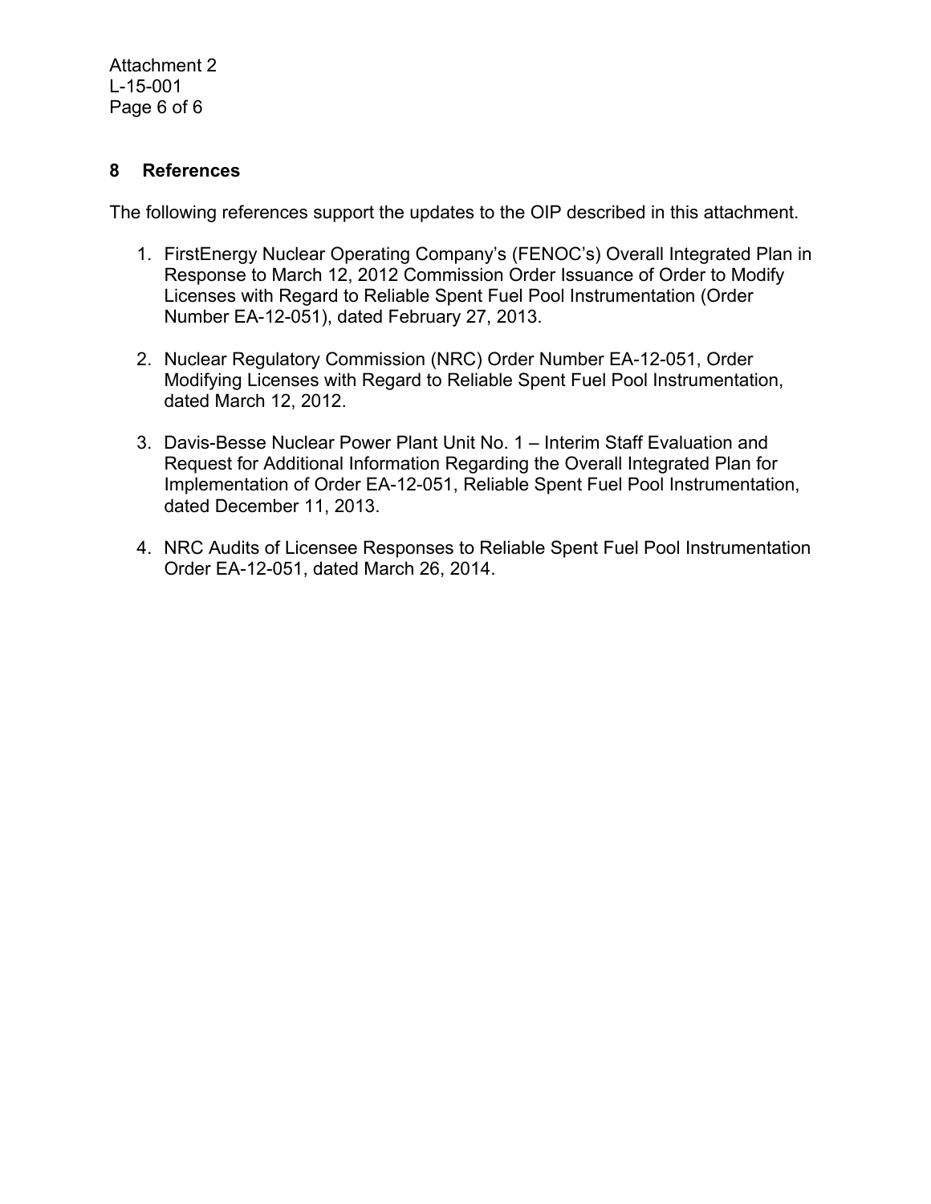## 8 References

The following references support the updates to the OIP described in this attachment.

1. FirstEnergy Nuclear Operating Company's (FENOC's) Overall Integrated Plan in Response to March 12, 2012 Commission Order Issuance of Order to Modify Licenses with Regard to Reliable Spent Fuel Pool Instrumentation (Order Number EA-12-051), dated February 27, 2013.

2. Nuclear Regulatory Commission (NRC) Order Number EA-12-051, Order Modifying Licenses with Regard to Reliable Spent Fuel Pool Instrumentation, dated March 12, 2012.

3. Davis-Besse Nuclear Power Plant Unit No. 1 – Interim Staff Evaluation and Request for Additional Information Regarding the Overall Integrated Plan for Implementation of Order EA-12-051, Reliable Spent Fuel Pool Instrumentation, dated December 11, 2013.

4. NRC Audits of Licensee Responses to Reliable Spent Fuel Pool Instrumentation Order EA-12-051, dated March 26, 2014.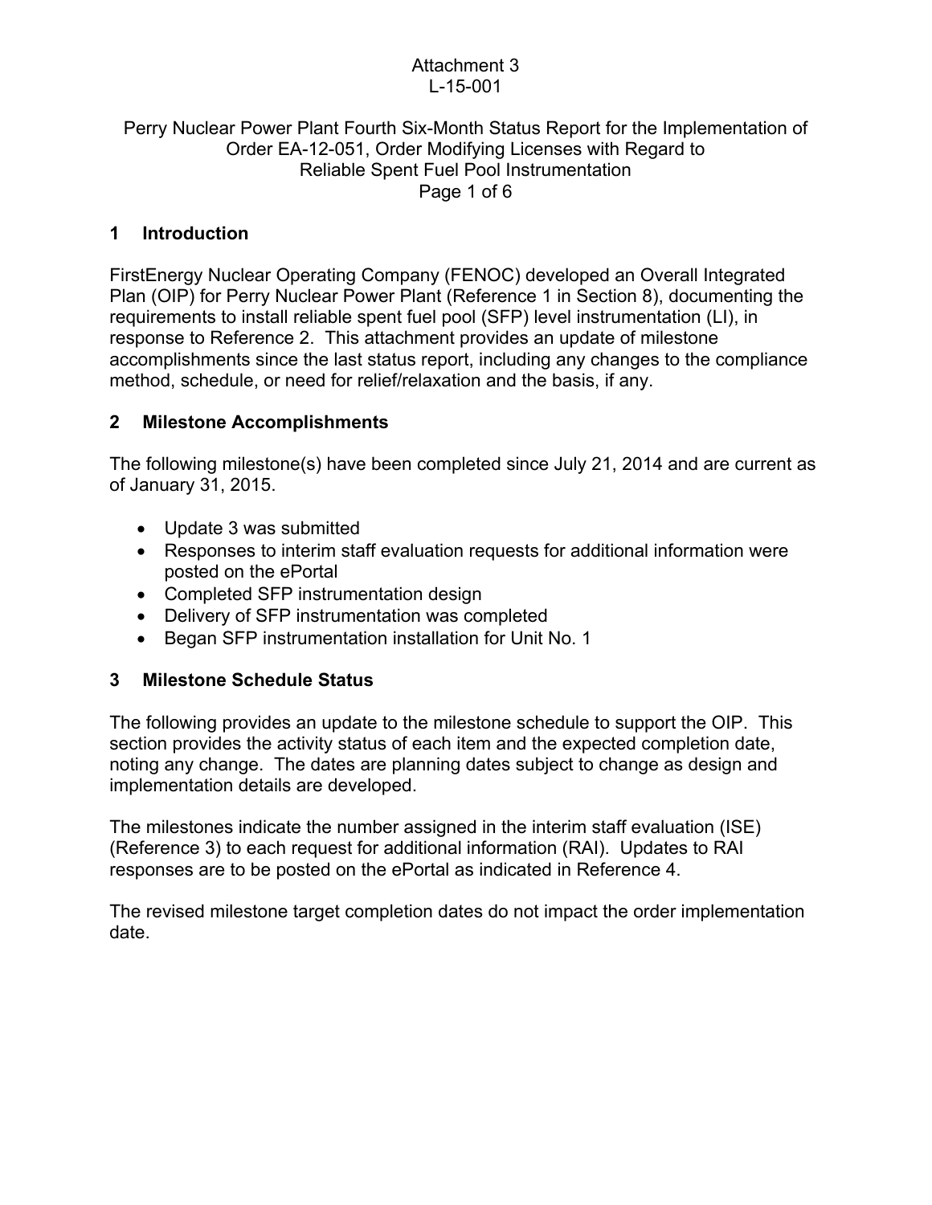Attachment 3
L-15-001

Perry Nuclear Power Plant Fourth Six-Month Status Report for the Implementation of Order EA-12-051, Order Modifying Licenses with Regard to Reliable Spent Fuel Pool Instrumentation

## 1 Introduction

FirstEnergy Nuclear Operating Company (FENOC) developed an Overall Integrated Plan (OIP) for Perry Nuclear Power Plant (Reference 1 in Section 8), documenting the requirements to install reliable spent fuel pool (SFP) level instrumentation (LI), in response to Reference 2. This attachment provides an update of milestone accomplishments since the last status report, including any changes to the compliance method, schedule, or need for relief/relaxation and the basis, if any.

## 2 Milestone Accomplishments

The following milestone(s) have been completed since July 21, 2014 and are current as of January 31, 2015.

- Update 3 was submitted
- Responses to interim staff evaluation requests for additional information were posted on the ePortal
- Completed SFP instrumentation design
- Delivery of SFP instrumentation was completed
- Began SFP instrumentation installation for Unit No. 1

## 3 Milestone Schedule Status

The following provides an update to the milestone schedule to support the OIP. This section provides the activity status of each item and the expected completion date, noting any change. The dates are planning dates subject to change as design and implementation details are developed.

The milestones indicate the number assigned in the interim staff evaluation (ISE) (Reference 3) to each request for additional information (RAI). Updates to RAI responses are to be posted on the ePortal as indicated in Reference 4.

The revised milestone target completion dates do not impact the order implementation date.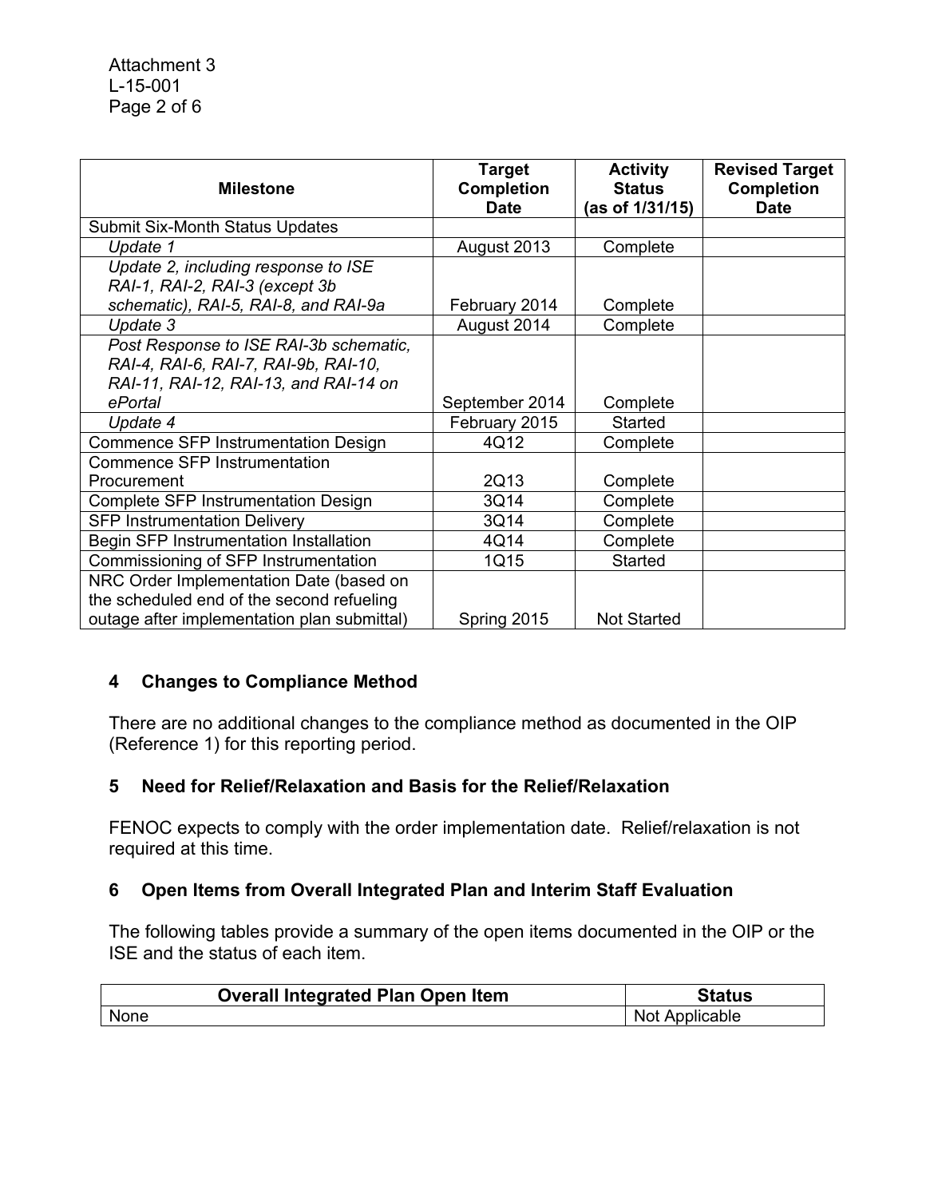| Milestone | Target Completion Date | Activity Status (as of 1/31/15) | Revised Target Completion Date |
|---|---|---|---|
| Submit Six-Month Status Updates | | | |
| *Update 1* | August 2013 | Complete | |
| *Update 2, including response to ISE RAI-1, RAI-2, RAI-3 (except 3b schematic), RAI-5, RAI-8, and RAI-9a* | February 2014 | Complete | |
| *Update 3* | August 2014 | Complete | |
| *Post Response to ISE RAI-3b schematic, RAI-4, RAI-6, RAI-7, RAI-9b, RAI-10, RAI-11, RAI-12, RAI-13, and RAI-14 on ePortal* | September 2014 | Complete | |
| *Update 4* | February 2015 | Started | |
| Commence SFP Instrumentation Design | 4Q12 | Complete | |
| Commence SFP Instrumentation Procurement | 2Q13 | Complete | |
| Complete SFP Instrumentation Design | 3Q14 | Complete | |
| SFP Instrumentation Delivery | 3Q14 | Complete | |
| Begin SFP Instrumentation Installation | 4Q14 | Complete | |
| Commissioning of SFP Instrumentation | 1Q15 | Started | |
| NRC Order Implementation Date (based on the scheduled end of the second refueling outage after implementation plan submittal) | Spring 2015 | Not Started | |

## 4 Changes to Compliance Method

There are no additional changes to the compliance method as documented in the OIP (Reference 1) for this reporting period.

## 5 Need for Relief/Relaxation and Basis for the Relief/Relaxation

FENOC expects to comply with the order implementation date. Relief/relaxation is not required at this time.

## 6 Open Items from Overall Integrated Plan and Interim Staff Evaluation

The following tables provide a summary of the open items documented in the OIP or the ISE and the status of each item.

| Overall Integrated Plan Open Item | Status |
|---|---|
| None | Not Applicable |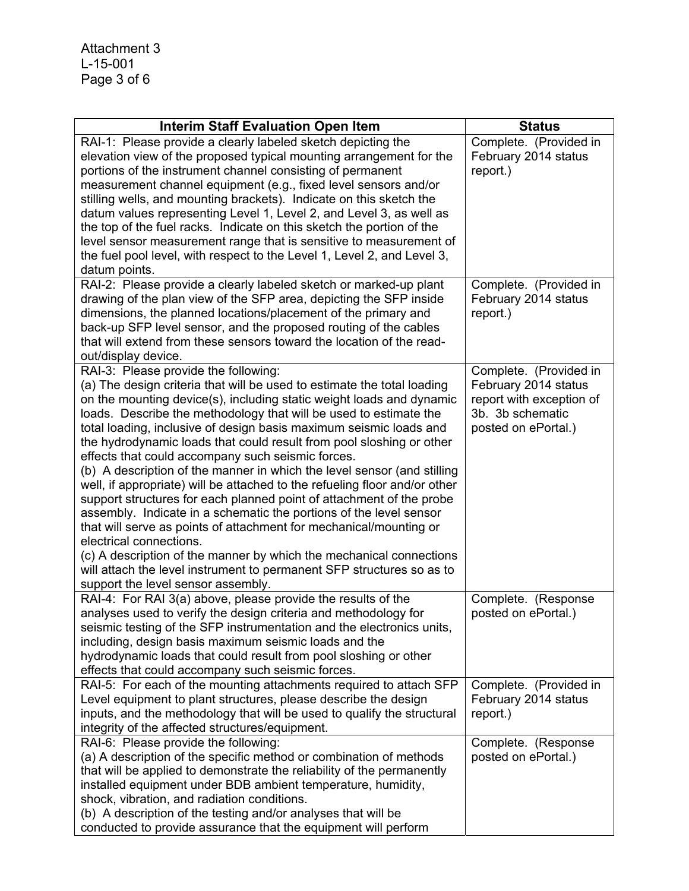| Interim Staff Evaluation Open Item | Status |
|---|---|
| RAI-1: Please provide a clearly labeled sketch depicting the elevation view of the proposed typical mounting arrangement for the portions of the instrument channel consisting of permanent measurement channel equipment (e.g., fixed level sensors and/or stilling wells, and mounting brackets). Indicate on this sketch the datum values representing Level 1, Level 2, and Level 3, as well as the top of the fuel racks. Indicate on this sketch the portion of the level sensor measurement range that is sensitive to measurement of the fuel pool level, with respect to the Level 1, Level 2, and Level 3, datum points. | Complete. (Provided in February 2014 status report.) |
| RAI-2: Please provide a clearly labeled sketch or marked-up plant drawing of the plan view of the SFP area, depicting the SFP inside dimensions, the planned locations/placement of the primary and back-up SFP level sensor, and the proposed routing of the cables that will extend from these sensors toward the location of the read-out/display device. | Complete. (Provided in February 2014 status report.) |
| RAI-3: Please provide the following:<br>(a) The design criteria that will be used to estimate the total loading on the mounting device(s), including static weight loads and dynamic loads. Describe the methodology that will be used to estimate the total loading, inclusive of design basis maximum seismic loads and the hydrodynamic loads that could result from pool sloshing or other effects that could accompany such seismic forces.<br>(b) A description of the manner in which the level sensor (and stilling well, if appropriate) will be attached to the refueling floor and/or other support structures for each planned point of attachment of the probe assembly. Indicate in a schematic the portions of the level sensor that will serve as points of attachment for mechanical/mounting or electrical connections.<br>(c) A description of the manner by which the mechanical connections will attach the level instrument to permanent SFP structures so as to support the level sensor assembly. | Complete. (Provided in February 2014 status report with exception of 3b. 3b schematic posted on ePortal.) |
| RAI-4: For RAI 3(a) above, please provide the results of the analyses used to verify the design criteria and methodology for seismic testing of the SFP instrumentation and the electronics units, including, design basis maximum seismic loads and the hydrodynamic loads that could result from pool sloshing or other effects that could accompany such seismic forces. | Complete. (Response posted on ePortal.) |
| RAI-5: For each of the mounting attachments required to attach SFP Level equipment to plant structures, please describe the design inputs, and the methodology that will be used to qualify the structural integrity of the affected structures/equipment. | Complete. (Provided in February 2014 status report.) |
| RAI-6: Please provide the following:<br>(a) A description of the specific method or combination of methods that will be applied to demonstrate the reliability of the permanently installed equipment under BDB ambient temperature, humidity, shock, vibration, and radiation conditions.<br>(b) A description of the testing and/or analyses that will be conducted to provide assurance that the equipment will perform | Complete. (Response posted on ePortal.) |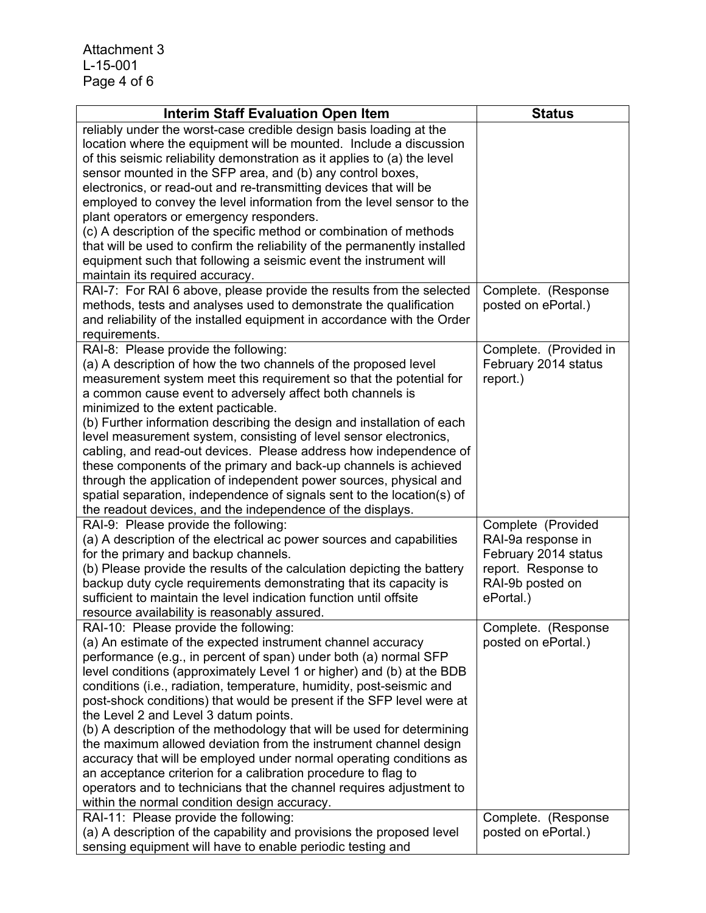| Interim Staff Evaluation Open Item | Status |
|---|---|
| reliably under the worst-case credible design basis loading at the location where the equipment will be mounted. Include a discussion of this seismic reliability demonstration as it applies to (a) the level sensor mounted in the SFP area, and (b) any control boxes, electronics, or read-out and re-transmitting devices that will be employed to convey the level information from the level sensor to the plant operators or emergency responders.<br>(c) A description of the specific method or combination of methods that will be used to confirm the reliability of the permanently installed equipment such that following a seismic event the instrument will maintain its required accuracy. | |
| RAI-7: For RAI 6 above, please provide the results from the selected methods, tests and analyses used to demonstrate the qualification and reliability of the installed equipment in accordance with the Order requirements. | Complete. (Response posted on ePortal.) |
| RAI-8: Please provide the following:<br>(a) A description of how the two channels of the proposed level measurement system meet this requirement so that the potential for a common cause event to adversely affect both channels is minimized to the extent pacticable.<br>(b) Further information describing the design and installation of each level measurement system, consisting of level sensor electronics, cabling, and read-out devices. Please address how independence of these components of the primary and back-up channels is achieved through the application of independent power sources, physical and spatial separation, independence of signals sent to the location(s) of the readout devices, and the independence of the displays. | Complete. (Provided in February 2014 status report.) |
| RAI-9: Please provide the following:<br>(a) A description of the electrical ac power sources and capabilities for the primary and backup channels.<br>(b) Please provide the results of the calculation depicting the battery backup duty cycle requirements demonstrating that its capacity is sufficient to maintain the level indication function until offsite resource availability is reasonably assured. | Complete (Provided RAI-9a response in February 2014 status report. Response to RAI-9b posted on ePortal.) |
| RAI-10: Please provide the following:<br>(a) An estimate of the expected instrument channel accuracy performance (e.g., in percent of span) under both (a) normal SFP level conditions (approximately Level 1 or higher) and (b) at the BDB conditions (i.e., radiation, temperature, humidity, post-seismic and post-shock conditions) that would be present if the SFP level were at the Level 2 and Level 3 datum points.<br>(b) A description of the methodology that will be used for determining the maximum allowed deviation from the instrument channel design accuracy that will be employed under normal operating conditions as an acceptance criterion for a calibration procedure to flag to operators and to technicians that the channel requires adjustment to within the normal condition design accuracy. | Complete. (Response posted on ePortal.) |
| RAI-11: Please provide the following:<br>(a) A description of the capability and provisions the proposed level sensing equipment will have to enable periodic testing and | Complete. (Response posted on ePortal.) |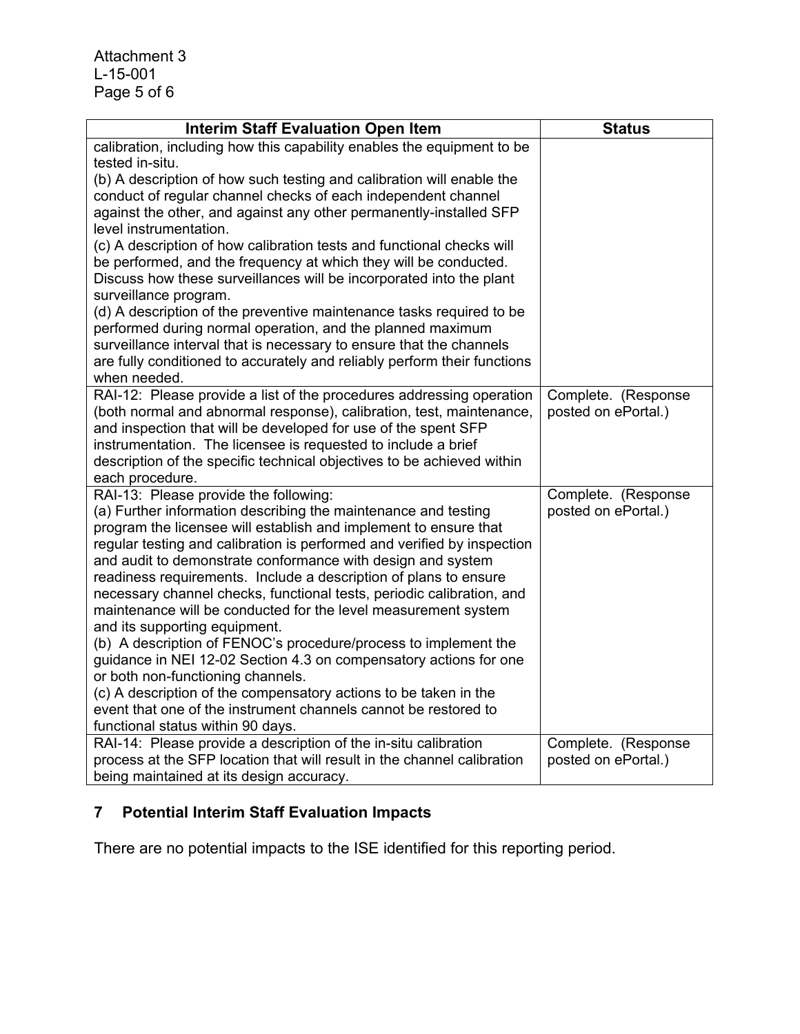| Interim Staff Evaluation Open Item | Status |
|---|---|
| calibration, including how this capability enables the equipment to be tested in-situ.<br>(b) A description of how such testing and calibration will enable the conduct of regular channel checks of each independent channel against the other, and against any other permanently-installed SFP level instrumentation.<br>(c) A description of how calibration tests and functional checks will be performed, and the frequency at which they will be conducted. Discuss how these surveillances will be incorporated into the plant surveillance program.<br>(d) A description of the preventive maintenance tasks required to be performed during normal operation, and the planned maximum surveillance interval that is necessary to ensure that the channels are fully conditioned to accurately and reliably perform their functions when needed. | |
| RAI-12: Please provide a list of the procedures addressing operation (both normal and abnormal response), calibration, test, maintenance, and inspection that will be developed for use of the spent SFP instrumentation. The licensee is requested to include a brief description of the specific technical objectives to be achieved within each procedure. | Complete. (Response posted on ePortal.) |
| RAI-13: Please provide the following:<br>(a) Further information describing the maintenance and testing program the licensee will establish and implement to ensure that regular testing and calibration is performed and verified by inspection and audit to demonstrate conformance with design and system readiness requirements. Include a description of plans to ensure necessary channel checks, functional tests, periodic calibration, and maintenance will be conducted for the level measurement system and its supporting equipment.<br>(b) A description of FENOC's procedure/process to implement the guidance in NEI 12-02 Section 4.3 on compensatory actions for one or both non-functioning channels.<br>(c) A description of the compensatory actions to be taken in the event that one of the instrument channels cannot be restored to functional status within 90 days. | Complete. (Response posted on ePortal.) |
| RAI-14: Please provide a description of the in-situ calibration process at the SFP location that will result in the channel calibration being maintained at its design accuracy. | Complete. (Response posted on ePortal.) |

## 7 Potential Interim Staff Evaluation Impacts

There are no potential impacts to the ISE identified for this reporting period.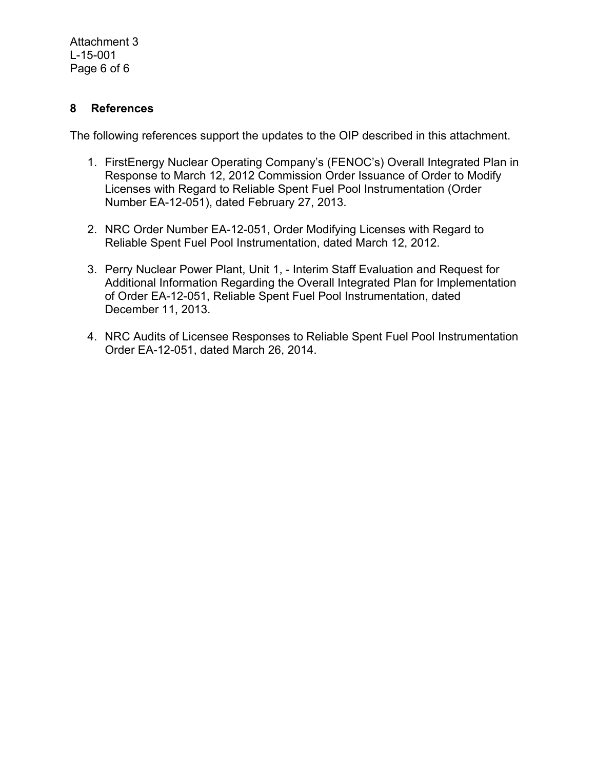## 8 References

The following references support the updates to the OIP described in this attachment.

1. FirstEnergy Nuclear Operating Company's (FENOC's) Overall Integrated Plan in Response to March 12, 2012 Commission Order Issuance of Order to Modify Licenses with Regard to Reliable Spent Fuel Pool Instrumentation (Order Number EA-12-051), dated February 27, 2013.

2. NRC Order Number EA-12-051, Order Modifying Licenses with Regard to Reliable Spent Fuel Pool Instrumentation, dated March 12, 2012.

3. Perry Nuclear Power Plant, Unit 1, - Interim Staff Evaluation and Request for Additional Information Regarding the Overall Integrated Plan for Implementation of Order EA-12-051, Reliable Spent Fuel Pool Instrumentation, dated December 11, 2013.

4. NRC Audits of Licensee Responses to Reliable Spent Fuel Pool Instrumentation Order EA-12-051, dated March 26, 2014.